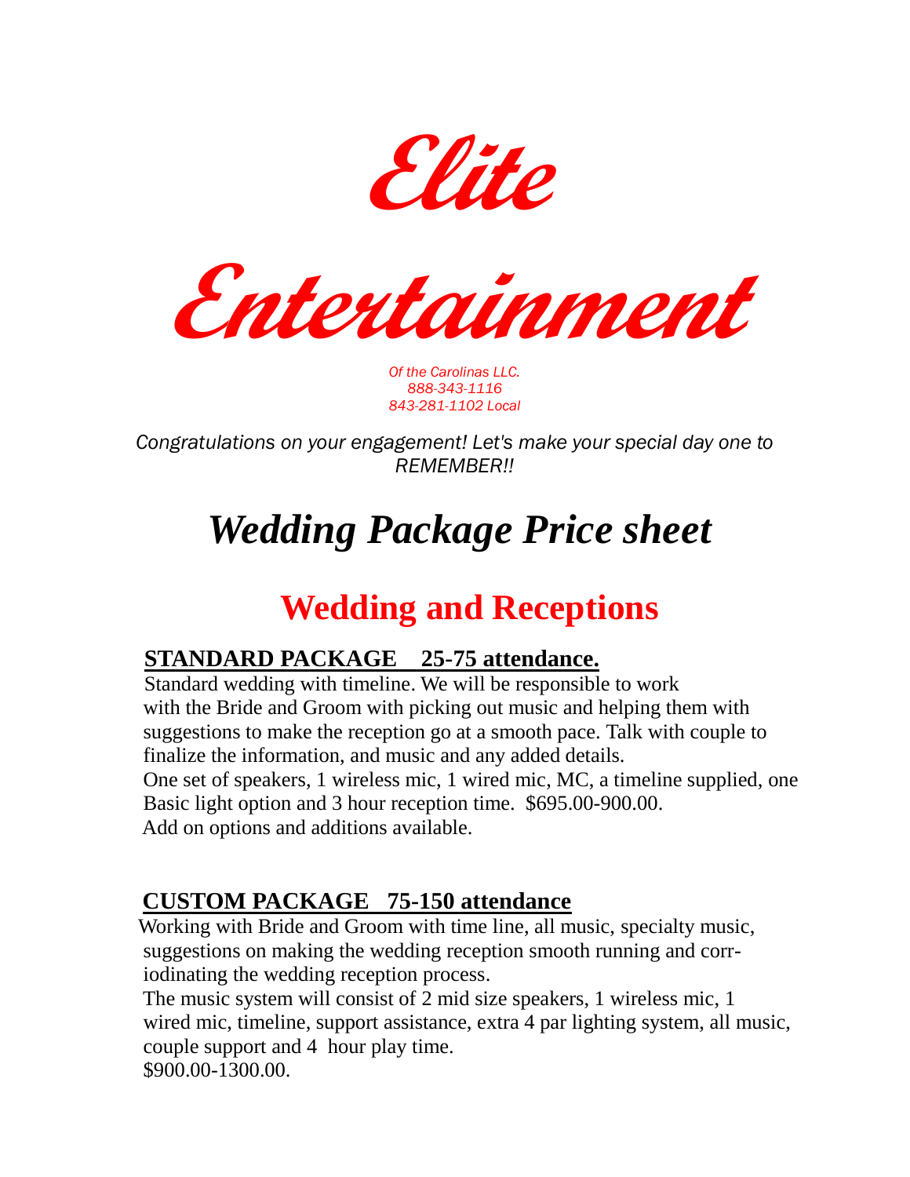# *Elite*

# *Entertainment*

*Of the Carolinas LLC.*
*888-343-1116*
*843-281-1102 Local*

*Congratulations on your engagement! Let's make your special day one to REMEMBER!!*

# *Wedding Package Price sheet*

## Wedding and Receptions

### STANDARD PACKAGE 25-75 attendance.

Standard wedding with timeline. We will be responsible to work with the Bride and Groom with picking out music and helping them with suggestions to make the reception go at a smooth pace. Talk with couple to finalize the information, and music and any added details.

One set of speakers, 1 wireless mic, 1 wired mic, MC, a timeline supplied, one Basic light option and 3 hour reception time. $695.00-900.00.

Add on options and additions available.

### CUSTOM PACKAGE 75-150 attendance

Working with Bride and Groom with time line, all music, specialty music, suggestions on making the wedding reception smooth running and corr-iodinating the wedding reception process.

The music system will consist of 2 mid size speakers, 1 wireless mic, 1 wired mic, timeline, support assistance, extra 4 par lighting system, all music, couple support and 4 hour play time.

$900.00-1300.00.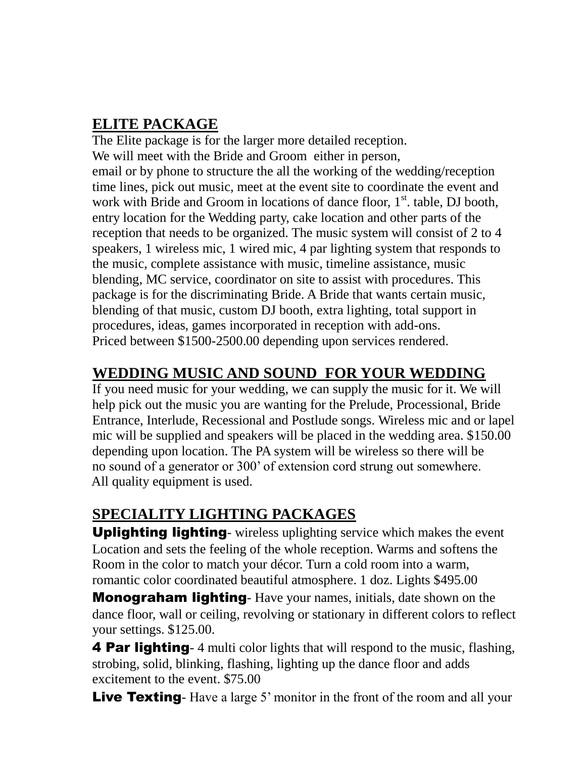## ELITE PACKAGE

The Elite package is for the larger more detailed reception. We will meet with the Bride and Groom either in person, email or by phone to structure the all the working of the wedding/reception time lines, pick out music, meet at the event site to coordinate the event and work with Bride and Groom in locations of dance floor, 1st. table, DJ booth, entry location for the Wedding party, cake location and other parts of the reception that needs to be organized. The music system will consist of 2 to 4 speakers, 1 wireless mic, 1 wired mic, 4 par lighting system that responds to the music, complete assistance with music, timeline assistance, music blending, MC service, coordinator on site to assist with procedures. This package is for the discriminating Bride. A Bride that wants certain music, blending of that music, custom DJ booth, extra lighting, total support in procedures, ideas, games incorporated in reception with add-ons.
Priced between $1500-2500.00 depending upon services rendered.

## WEDDING MUSIC AND SOUND FOR YOUR WEDDING

If you need music for your wedding, we can supply the music for it. We will help pick out the music you are wanting for the Prelude, Processional, Bride Entrance, Interlude, Recessional and Postlude songs. Wireless mic and or lapel mic will be supplied and speakers will be placed in the wedding area. $150.00 depending upon location. The PA system will be wireless so there will be no sound of a generator or 300' of extension cord strung out somewhere. All quality equipment is used.

## SPECIALITY LIGHTING PACKAGES

**Uplighting lighting**- wireless uplighting service which makes the event Location and sets the feeling of the whole reception. Warms and softens the Room in the color to match your décor. Turn a cold room into a warm, romantic color coordinated beautiful atmosphere. 1 doz. Lights $495.00

**Monograham lighting**- Have your names, initials, date shown on the dance floor, wall or ceiling, revolving or stationary in different colors to reflect your settings. $125.00.

**4 Par lighting**- 4 multi color lights that will respond to the music, flashing, strobing, solid, blinking, flashing, lighting up the dance floor and adds excitement to the event. $75.00

**Live Texting**- Have a large 5' monitor in the front of the room and all your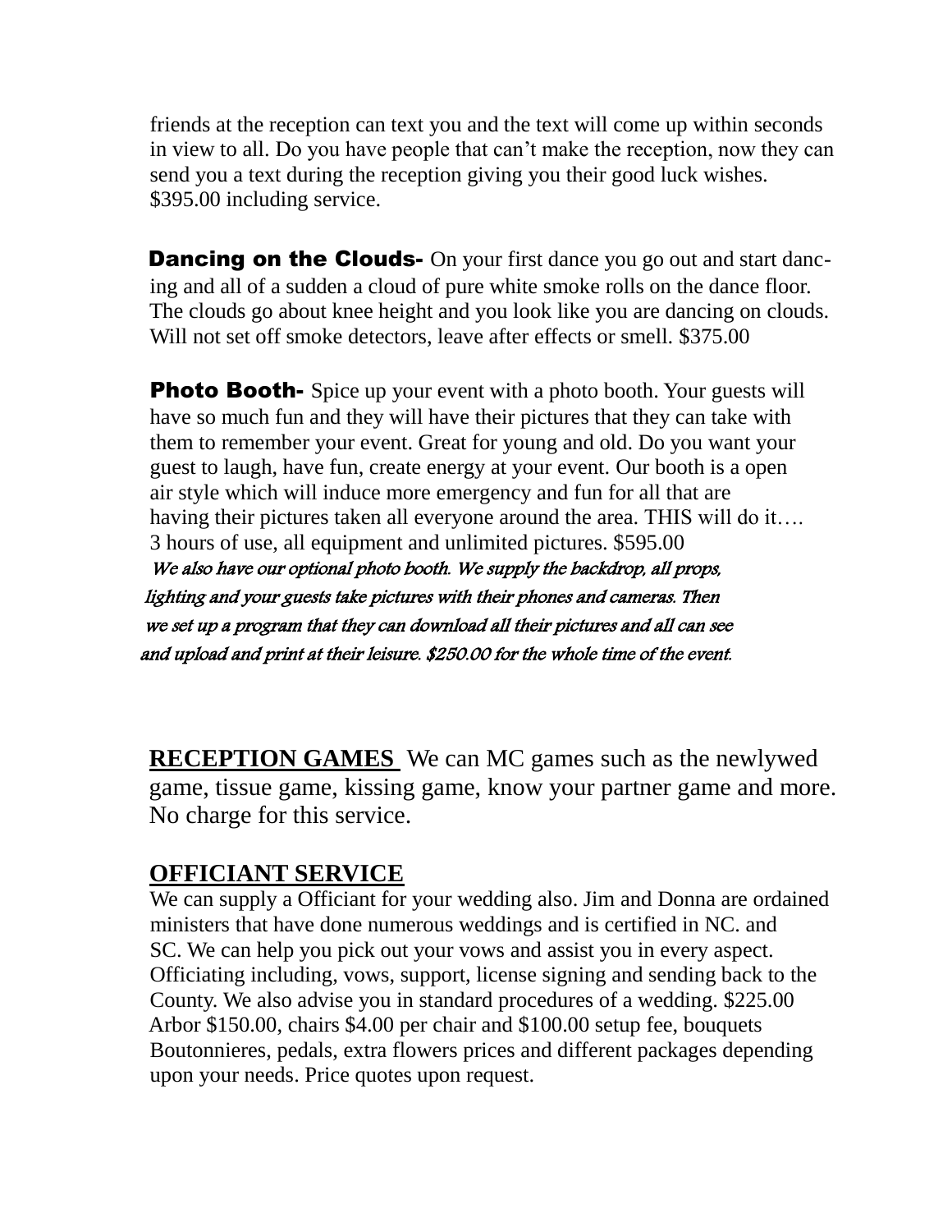friends at the reception can text you and the text will come up within seconds in view to all. Do you have people that can't make the reception, now they can send you a text during the reception giving you their good luck wishes. $395.00 including service.

**Dancing on the Clouds-** On your first dance you go out and start dancing and all of a sudden a cloud of pure white smoke rolls on the dance floor. The clouds go about knee height and you look like you are dancing on clouds. Will not set off smoke detectors, leave after effects or smell. $375.00

**Photo Booth-** Spice up your event with a photo booth. Your guests will have so much fun and they will have their pictures that they can take with them to remember your event. Great for young and old. Do you want your guest to laugh, have fun, create energy at your event. Our booth is a open air style which will induce more emergency and fun for all that are having their pictures taken all everyone around the area. THIS will do it…. 3 hours of use, all equipment and unlimited pictures. $595.00

*We also have our optional photo booth. We supply the backdrop, all props, lighting and your guests take pictures with their phones and cameras. Then we set up a program that they can download all their pictures and all can see and upload and print at their leisure. $250.00 for the whole time of the event.*

**RECEPTION GAMES** We can MC games such as the newlywed game, tissue game, kissing game, know your partner game and more. No charge for this service.

## OFFICIANT SERVICE

We can supply a Officiant for your wedding also. Jim and Donna are ordained ministers that have done numerous weddings and is certified in NC. and SC. We can help you pick out your vows and assist you in every aspect. Officiating including, vows, support, license signing and sending back to the County. We also advise you in standard procedures of a wedding. $225.00 Arbor $150.00, chairs $4.00 per chair and $100.00 setup fee, bouquets Boutonnieres, pedals, extra flowers prices and different packages depending upon your needs. Price quotes upon request.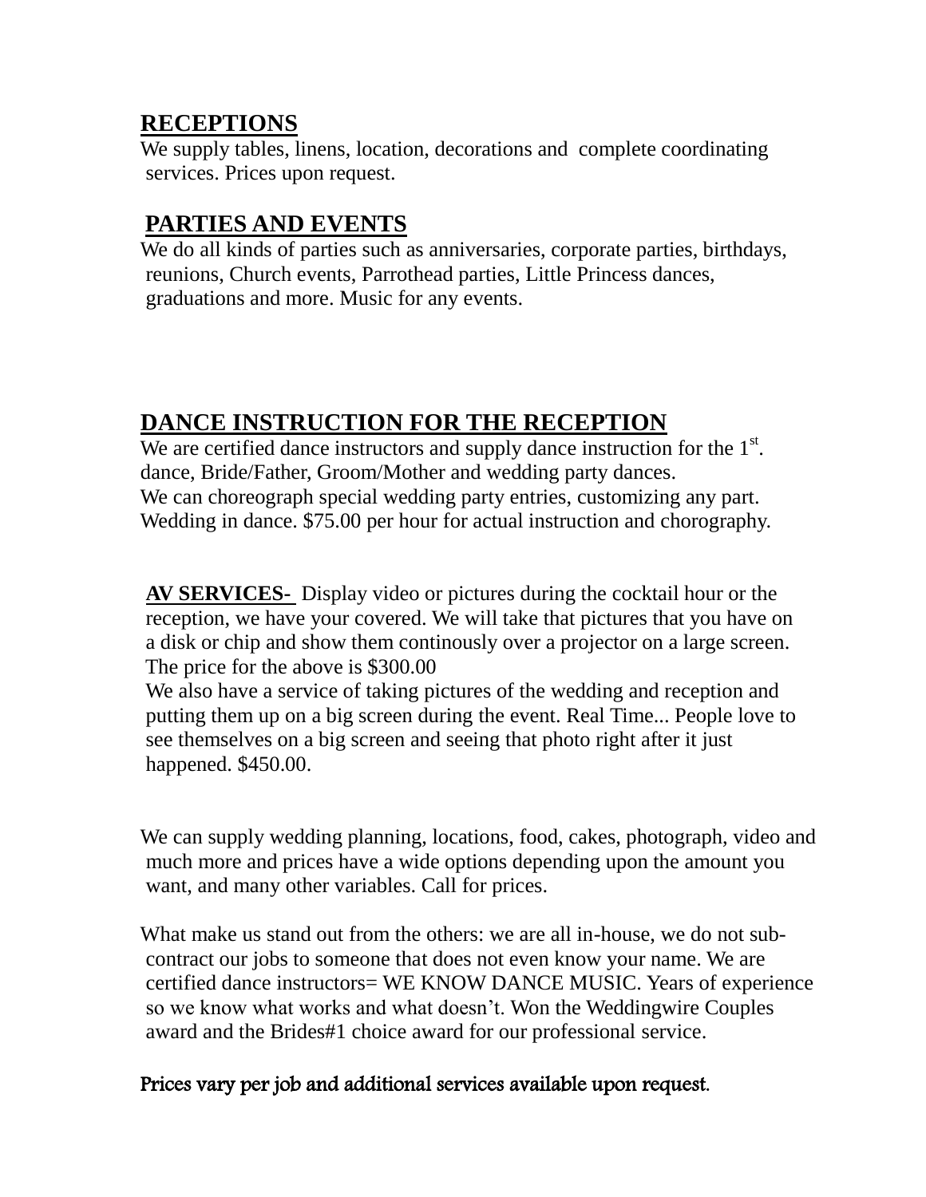## RECEPTIONS

We supply tables, linens, location, decorations and complete coordinating services. Prices upon request.

## PARTIES AND EVENTS

We do all kinds of parties such as anniversaries, corporate parties, birthdays, reunions, Church events, Parrothead parties, Little Princess dances, graduations and more. Music for any events.

## DANCE INSTRUCTION FOR THE RECEPTION

We are certified dance instructors and supply dance instruction for the 1st. dance, Bride/Father, Groom/Mother and wedding party dances.
We can choreograph special wedding party entries, customizing any part. Wedding in dance. $75.00 per hour for actual instruction and chorography.

**AV SERVICES-** Display video or pictures during the cocktail hour or the reception, we have your covered. We will take that pictures that you have on a disk or chip and show them continously over a projector on a large screen. The price for the above is $300.00
We also have a service of taking pictures of the wedding and reception and putting them up on a big screen during the event. Real Time... People love to see themselves on a big screen and seeing that photo right after it just happened. $450.00.

We can supply wedding planning, locations, food, cakes, photograph, video and much more and prices have a wide options depending upon the amount you want, and many other variables. Call for prices.

What make us stand out from the others: we are all in-house, we do not sub-contract our jobs to someone that does not even know your name. We are certified dance instructors= WE KNOW DANCE MUSIC. Years of experience so we know what works and what doesn't. Won the Weddingwire Couples award and the Brides#1 choice award for our professional service.

Prices vary per job and additional services available upon request.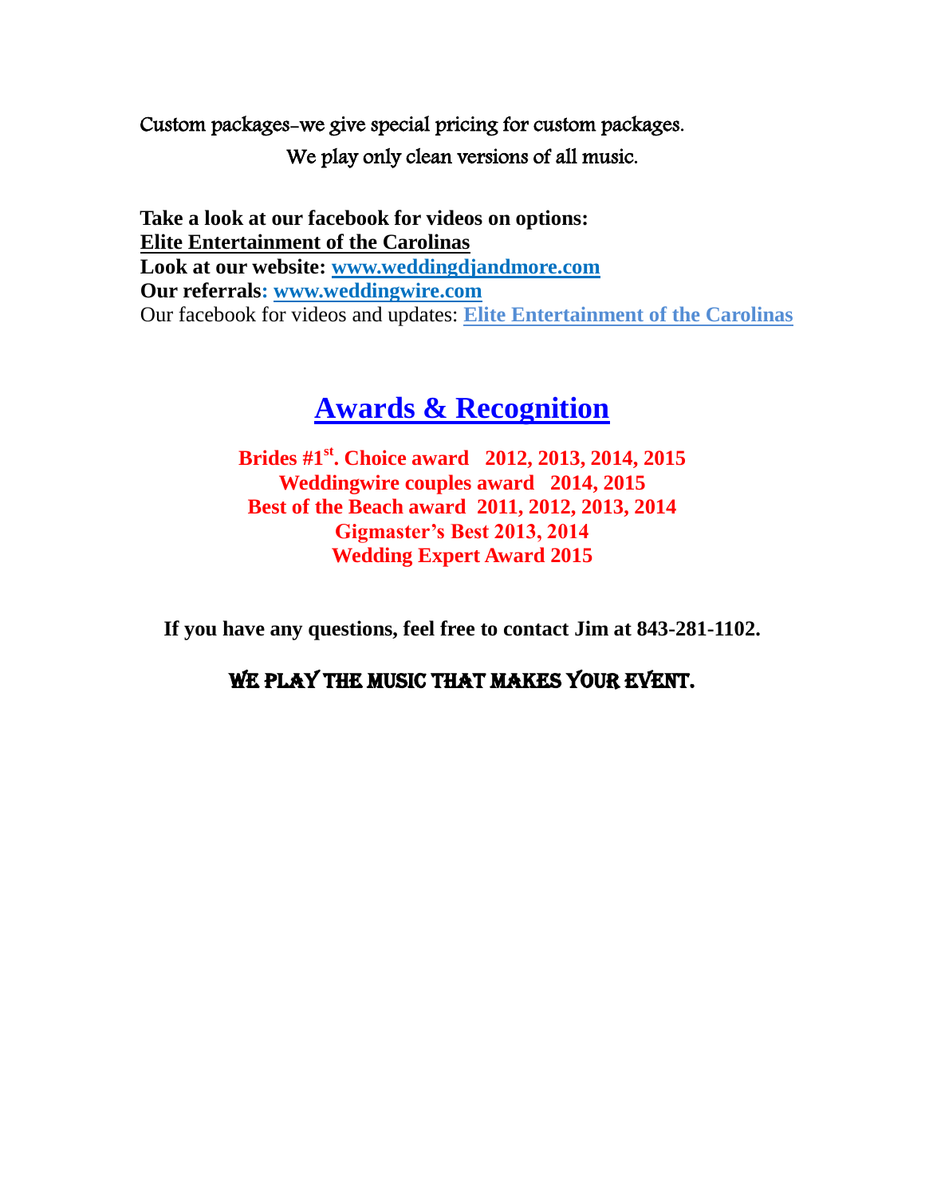Custom packages-we give special pricing for custom packages.

We play only clean versions of all music.

**Take a look at our facebook for videos on options:**
**Elite Entertainment of the Carolinas**
**Look at our website: www.weddingdjandmore.com**
**Our referrals: www.weddingwire.com**
Our facebook for videos and updates: **Elite Entertainment of the Carolinas**

## Awards & Recognition

**Brides #1st. Choice award 2012, 2013, 2014, 2015**
**Weddingwire couples award 2014, 2015**
**Best of the Beach award 2011, 2012, 2013, 2014**
**Gigmaster's Best 2013, 2014**
**Wedding Expert Award 2015**

**If you have any questions, feel free to contact Jim at 843-281-1102.**

**WE PLAY THE MUSIC THAT MAKES YOUR EVENT.**